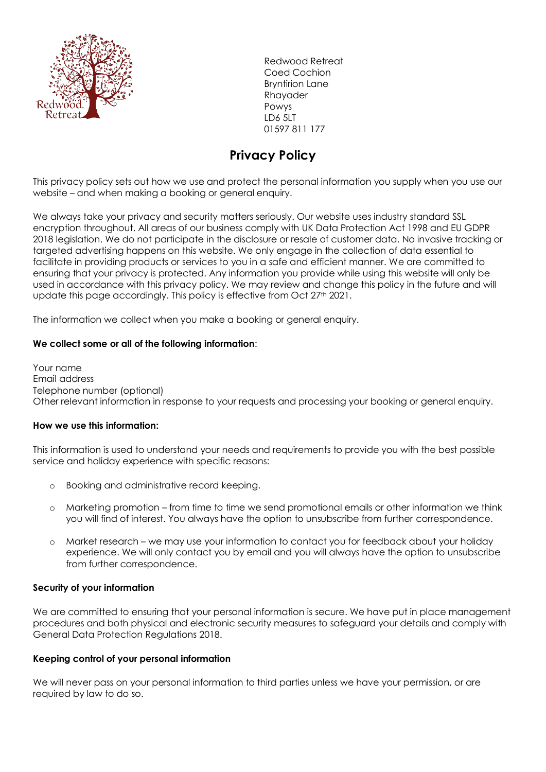Redwood Retreat
Coed Cochion
Bryntirion Lane
Rhayader
Powys
LD6 5LT
01597 811 177

# Privacy Policy

This privacy policy sets out how we use and protect the personal information you supply when you use our website – and when making a booking or general enquiry.

We always take your privacy and security matters seriously. Our website uses industry standard SSL encryption throughout. All areas of our business comply with UK Data Protection Act 1998 and EU GDPR 2018 legislation. We do not participate in the disclosure or resale of customer data. No invasive tracking or targeted advertising happens on this website. We only engage in the collection of data essential to facilitate in providing products or services to you in a safe and efficient manner. We are committed to ensuring that your privacy is protected. Any information you provide while using this website will only be used in accordance with this privacy policy. We may review and change this policy in the future and will update this page accordingly. This policy is effective from Oct 27th 2021.

The information we collect when you make a booking or general enquiry.

**We collect some or all of the following information**:

Your name
Email address
Telephone number (optional)
Other relevant information in response to your requests and processing your booking or general enquiry.

**How we use this information:**

This information is used to understand your needs and requirements to provide you with the best possible service and holiday experience with specific reasons:

- Booking and administrative record keeping.
- Marketing promotion – from time to time we send promotional emails or other information we think you will find of interest. You always have the option to unsubscribe from further correspondence.
- Market research – we may use your information to contact you for feedback about your holiday experience. We will only contact you by email and you will always have the option to unsubscribe from further correspondence.

**Security of your information**

We are committed to ensuring that your personal information is secure. We have put in place management procedures and both physical and electronic security measures to safeguard your details and comply with General Data Protection Regulations 2018.

**Keeping control of your personal information**

We will never pass on your personal information to third parties unless we have your permission, or are required by law to do so.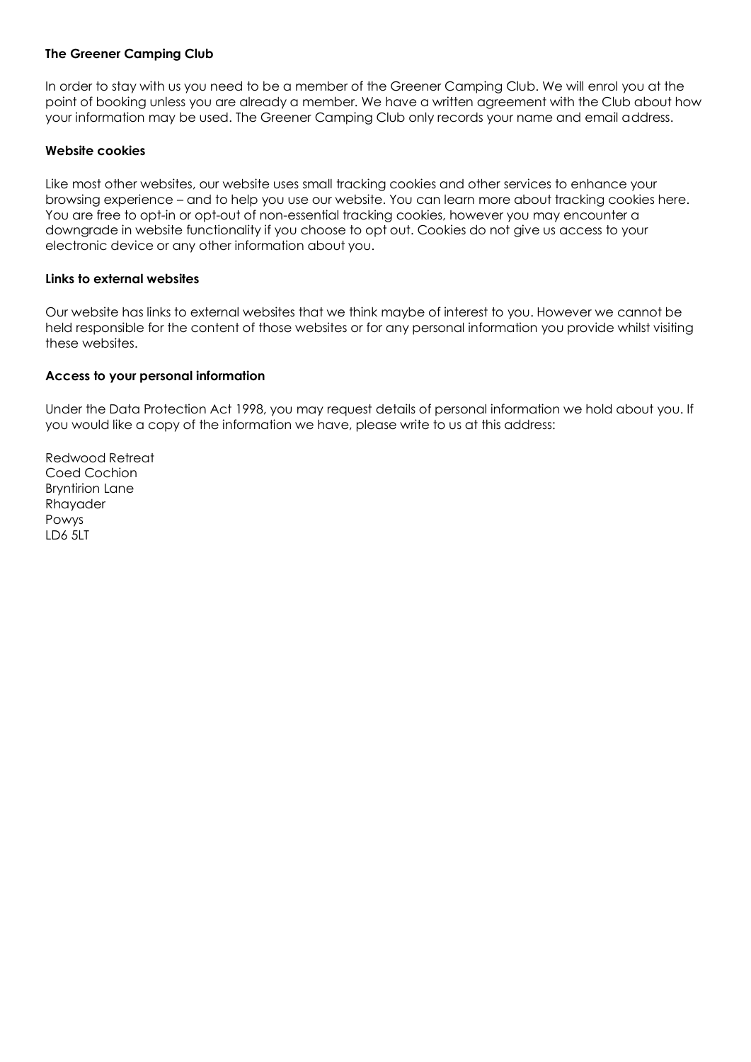**The Greener Camping Club**

In order to stay with us you need to be a member of the Greener Camping Club. We will enrol you at the point of booking unless you are already a member. We have a written agreement with the Club about how your information may be used. The Greener Camping Club only records your name and email address.

**Website cookies**

Like most other websites, our website uses small tracking cookies and other services to enhance your browsing experience – and to help you use our website. You can learn more about tracking cookies here. You are free to opt-in or opt-out of non-essential tracking cookies, however you may encounter a downgrade in website functionality if you choose to opt out. Cookies do not give us access to your electronic device or any other information about you.

**Links to external websites**

Our website has links to external websites that we think maybe of interest to you. However we cannot be held responsible for the content of those websites or for any personal information you provide whilst visiting these websites.

**Access to your personal information**

Under the Data Protection Act 1998, you may request details of personal information we hold about you. If you would like a copy of the information we have, please write to us at this address:

Redwood Retreat
Coed Cochion
Bryntirion Lane
Rhayader
Powys
LD6 5LT